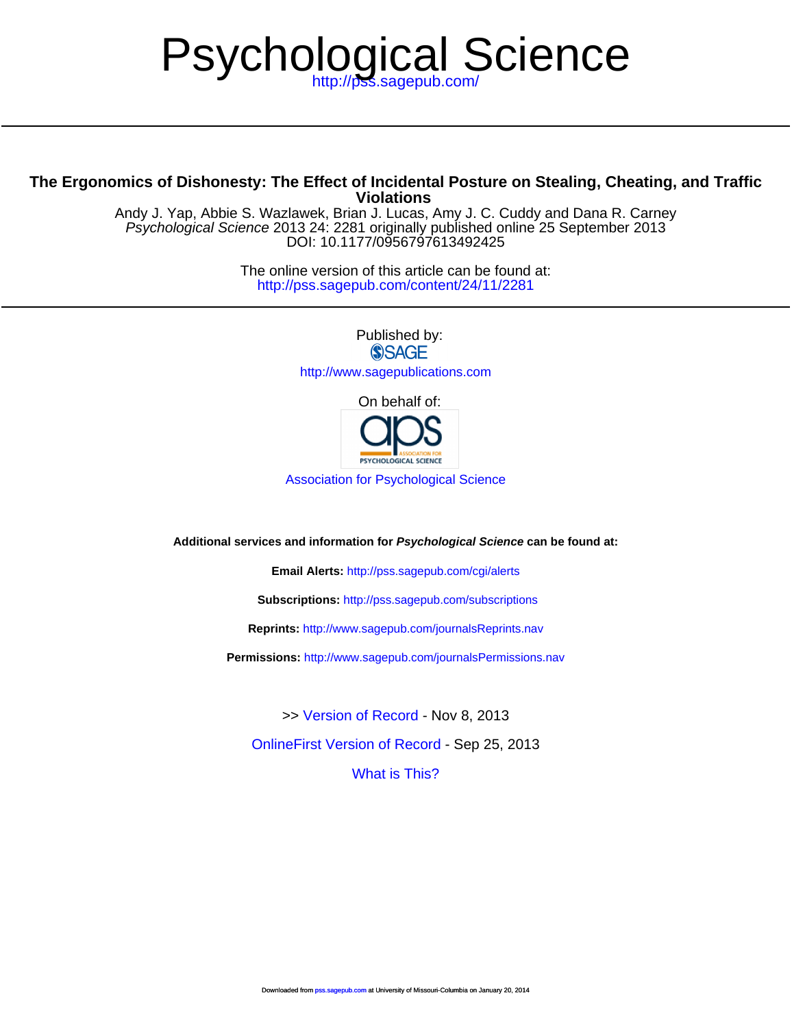# Psychological Science

http://pss.sagepub.com/

## The Ergonomics of Dishonesty: The Effect of Incidental Posture on Stealing, Cheating, and Traffic Violations

Andy J. Yap, Abbie S. Wazlawek, Brian J. Lucas, Amy J. C. Cuddy and Dana R. Carney
*Psychological Science* 2013 24: 2281 originally published online 25 September 2013
DOI: 10.1177/0956797613492425

The online version of this article can be found at:
http://pss.sagepub.com/content/24/11/2281

Published by:
SAGE
http://www.sagepublications.com

On behalf of:

Association for Psychological Science

**Additional services and information for *Psychological Science* can be found at:**

**Email Alerts:** http://pss.sagepub.com/cgi/alerts

**Subscriptions:** http://pss.sagepub.com/subscriptions

**Reprints:** http://www.sagepub.com/journalsReprints.nav

**Permissions:** http://www.sagepub.com/journalsPermissions.nav

>> Version of Record - Nov 8, 2013

OnlineFirst Version of Record - Sep 25, 2013

What is This?

Downloaded from pss.sagepub.com at University of Missouri-Columbia on January 20, 2014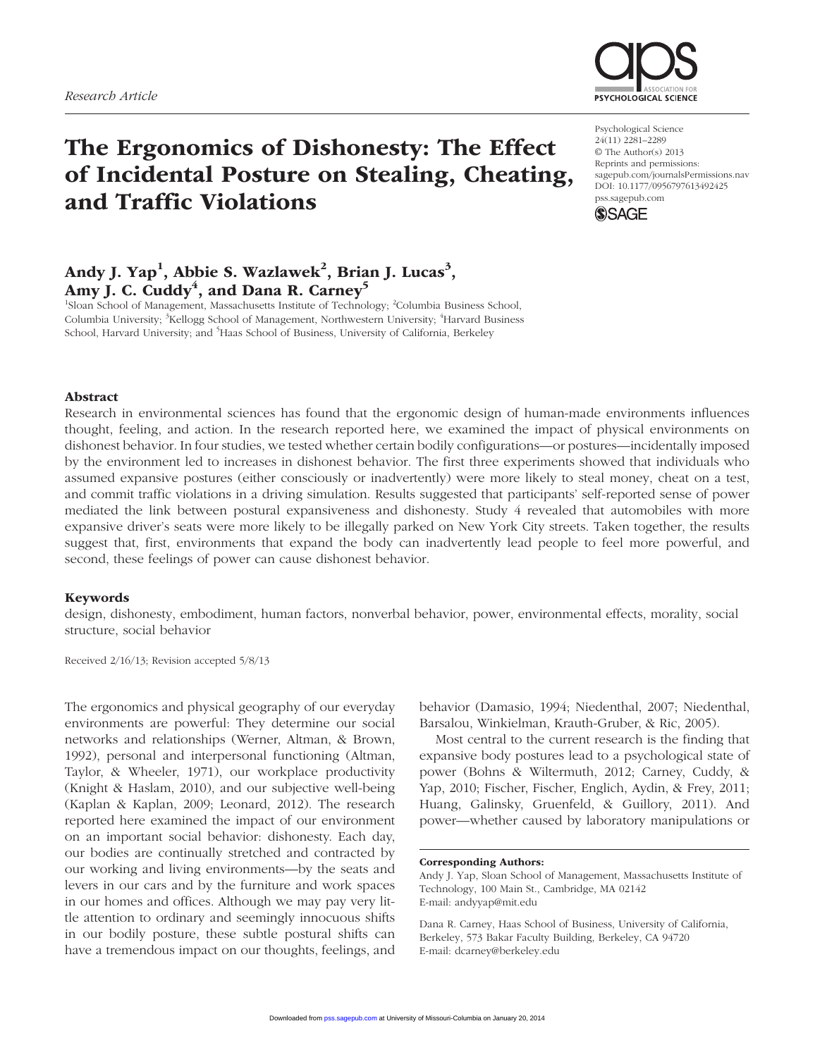Research Article

# The Ergonomics of Dishonesty: The Effect of Incidental Posture on Stealing, Cheating, and Traffic Violations

Psychological Science
24(11) 2281–2289
© The Author(s) 2013
Reprints and permissions:
sagepub.com/journalsPermissions.nav
DOI: 10.1177/0956797613492425
pss.sagepub.com

**Andy J. Yap[1], Abbie S. Wazlawek[2], Brian J. Lucas[3], Amy J. C. Cuddy[4], and Dana R. Carney[5]**

[1]Sloan School of Management, Massachusetts Institute of Technology; [2]Columbia Business School, Columbia University; [3]Kellogg School of Management, Northwestern University; [4]Harvard Business School, Harvard University; and [5]Haas School of Business, University of California, Berkeley

## Abstract

Research in environmental sciences has found that the ergonomic design of human-made environments influences thought, feeling, and action. In the research reported here, we examined the impact of physical environments on dishonest behavior. In four studies, we tested whether certain bodily configurations—or postures—incidentally imposed by the environment led to increases in dishonest behavior. The first three experiments showed that individuals who assumed expansive postures (either consciously or inadvertently) were more likely to steal money, cheat on a test, and commit traffic violations in a driving simulation. Results suggested that participants' self-reported sense of power mediated the link between postural expansiveness and dishonesty. Study 4 revealed that automobiles with more expansive driver's seats were more likely to be illegally parked on New York City streets. Taken together, the results suggest that, first, environments that expand the body can inadvertently lead people to feel more powerful, and second, these feelings of power can cause dishonest behavior.

## Keywords

design, dishonesty, embodiment, human factors, nonverbal behavior, power, environmental effects, morality, social structure, social behavior

Received 2/16/13; Revision accepted 5/8/13

The ergonomics and physical geography of our everyday environments are powerful: They determine our social networks and relationships (Werner, Altman, & Brown, 1992), personal and interpersonal functioning (Altman, Taylor, & Wheeler, 1971), our workplace productivity (Knight & Haslam, 2010), and our subjective well-being (Kaplan & Kaplan, 2009; Leonard, 2012). The research reported here examined the impact of our environment on an important social behavior: dishonesty. Each day, our bodies are continually stretched and contracted by our working and living environments—by the seats and levers in our cars and by the furniture and work spaces in our homes and offices. Although we may pay very little attention to ordinary and seemingly innocuous shifts in our bodily posture, these subtle postural shifts can have a tremendous impact on our thoughts, feelings, and behavior (Damasio, 1994; Niedenthal, 2007; Niedenthal, Barsalou, Winkielman, Krauth-Gruber, & Ric, 2005).

Most central to the current research is the finding that expansive body postures lead to a psychological state of power (Bohns & Wiltermuth, 2012; Carney, Cuddy, & Yap, 2010; Fischer, Fischer, Englich, Aydin, & Frey, 2011; Huang, Galinsky, Gruenfeld, & Guillory, 2011). And power—whether caused by laboratory manipulations or

**Corresponding Authors:**
Andy J. Yap, Sloan School of Management, Massachusetts Institute of Technology, 100 Main St., Cambridge, MA 02142
E-mail: andyyap@mit.edu

Dana R. Carney, Haas School of Business, University of California, Berkeley, 573 Bakar Faculty Building, Berkeley, CA 94720
E-mail: dcarney@berkeley.edu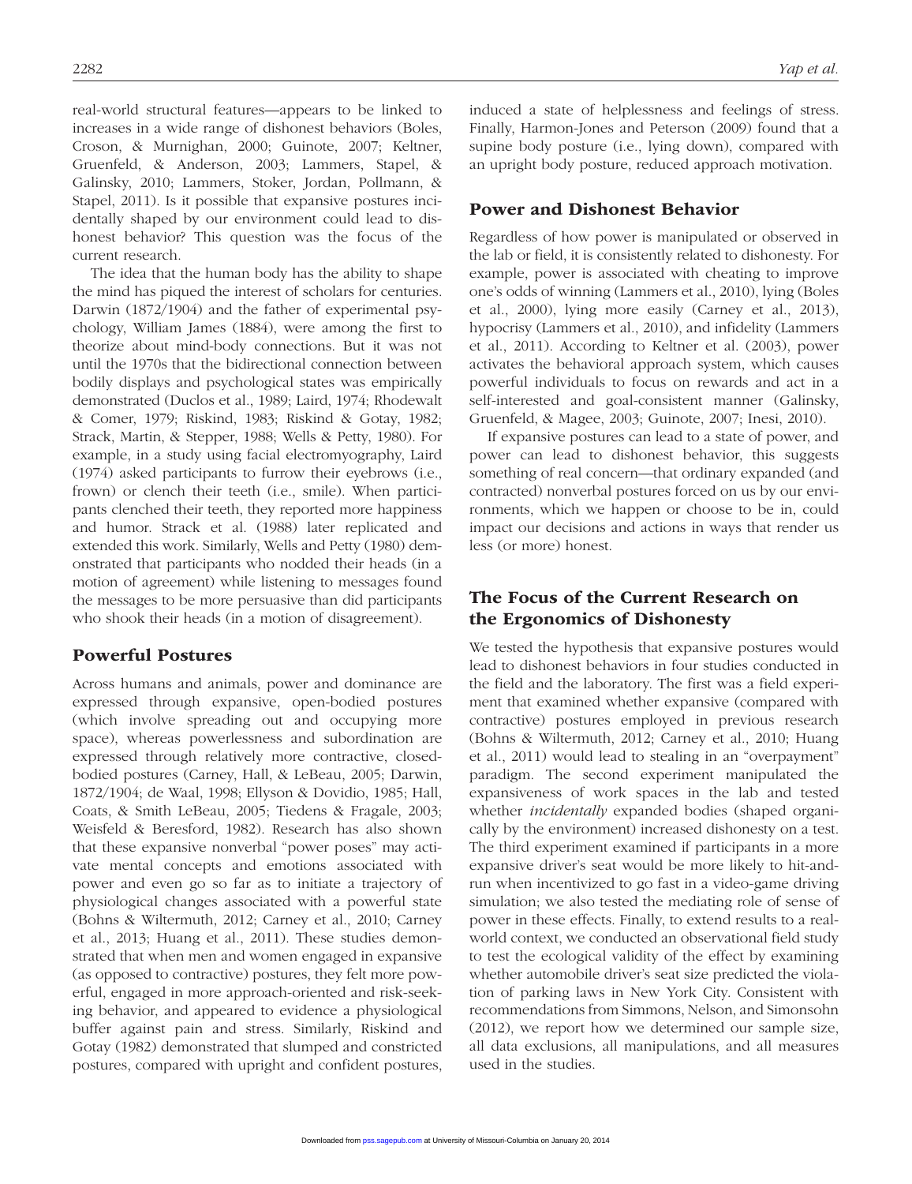real-world structural features—appears to be linked to increases in a wide range of dishonest behaviors (Boles, Croson, & Murnighan, 2000; Guinote, 2007; Keltner, Gruenfeld, & Anderson, 2003; Lammers, Stapel, & Galinsky, 2010; Lammers, Stoker, Jordan, Pollmann, & Stapel, 2011). Is it possible that expansive postures incidentally shaped by our environment could lead to dishonest behavior? This question was the focus of the current research.

The idea that the human body has the ability to shape the mind has piqued the interest of scholars for centuries. Darwin (1872/1904) and the father of experimental psychology, William James (1884), were among the first to theorize about mind-body connections. But it was not until the 1970s that the bidirectional connection between bodily displays and psychological states was empirically demonstrated (Duclos et al., 1989; Laird, 1974; Rhodewalt & Comer, 1979; Riskind, 1983; Riskind & Gotay, 1982; Strack, Martin, & Stepper, 1988; Wells & Petty, 1980). For example, in a study using facial electromyography, Laird (1974) asked participants to furrow their eyebrows (i.e., frown) or clench their teeth (i.e., smile). When participants clenched their teeth, they reported more happiness and humor. Strack et al. (1988) later replicated and extended this work. Similarly, Wells and Petty (1980) demonstrated that participants who nodded their heads (in a motion of agreement) while listening to messages found the messages to be more persuasive than did participants who shook their heads (in a motion of disagreement).

## Powerful Postures

Across humans and animals, power and dominance are expressed through expansive, open-bodied postures (which involve spreading out and occupying more space), whereas powerlessness and subordination are expressed through relatively more contractive, closed-bodied postures (Carney, Hall, & LeBeau, 2005; Darwin, 1872/1904; de Waal, 1998; Ellyson & Dovidio, 1985; Hall, Coats, & Smith LeBeau, 2005; Tiedens & Fragale, 2003; Weisfeld & Beresford, 1982). Research has also shown that these expansive nonverbal "power poses" may activate mental concepts and emotions associated with power and even go so far as to initiate a trajectory of physiological changes associated with a powerful state (Bohns & Wiltermuth, 2012; Carney et al., 2010; Carney et al., 2013; Huang et al., 2011). These studies demonstrated that when men and women engaged in expansive (as opposed to contractive) postures, they felt more powerful, engaged in more approach-oriented and risk-seeking behavior, and appeared to evidence a physiological buffer against pain and stress. Similarly, Riskind and Gotay (1982) demonstrated that slumped and constricted postures, compared with upright and confident postures, induced a state of helplessness and feelings of stress. Finally, Harmon-Jones and Peterson (2009) found that a supine body posture (i.e., lying down), compared with an upright body posture, reduced approach motivation.

## Power and Dishonest Behavior

Regardless of how power is manipulated or observed in the lab or field, it is consistently related to dishonesty. For example, power is associated with cheating to improve one's odds of winning (Lammers et al., 2010), lying (Boles et al., 2000), lying more easily (Carney et al., 2013), hypocrisy (Lammers et al., 2010), and infidelity (Lammers et al., 2011). According to Keltner et al. (2003), power activates the behavioral approach system, which causes powerful individuals to focus on rewards and act in a self-interested and goal-consistent manner (Galinsky, Gruenfeld, & Magee, 2003; Guinote, 2007; Inesi, 2010).

If expansive postures can lead to a state of power, and power can lead to dishonest behavior, this suggests something of real concern—that ordinary expanded (and contracted) nonverbal postures forced on us by our environments, which we happen or choose to be in, could impact our decisions and actions in ways that render us less (or more) honest.

## The Focus of the Current Research on the Ergonomics of Dishonesty

We tested the hypothesis that expansive postures would lead to dishonest behaviors in four studies conducted in the field and the laboratory. The first was a field experiment that examined whether expansive (compared with contractive) postures employed in previous research (Bohns & Wiltermuth, 2012; Carney et al., 2010; Huang et al., 2011) would lead to stealing in an "overpayment" paradigm. The second experiment manipulated the expansiveness of work spaces in the lab and tested whether *incidentally* expanded bodies (shaped organically by the environment) increased dishonesty on a test. The third experiment examined if participants in a more expansive driver's seat would be more likely to hit-and-run when incentivized to go fast in a video-game driving simulation; we also tested the mediating role of sense of power in these effects. Finally, to extend results to a real-world context, we conducted an observational field study to test the ecological validity of the effect by examining whether automobile driver's seat size predicted the violation of parking laws in New York City. Consistent with recommendations from Simmons, Nelson, and Simonsohn (2012), we report how we determined our sample size, all data exclusions, all manipulations, and all measures used in the studies.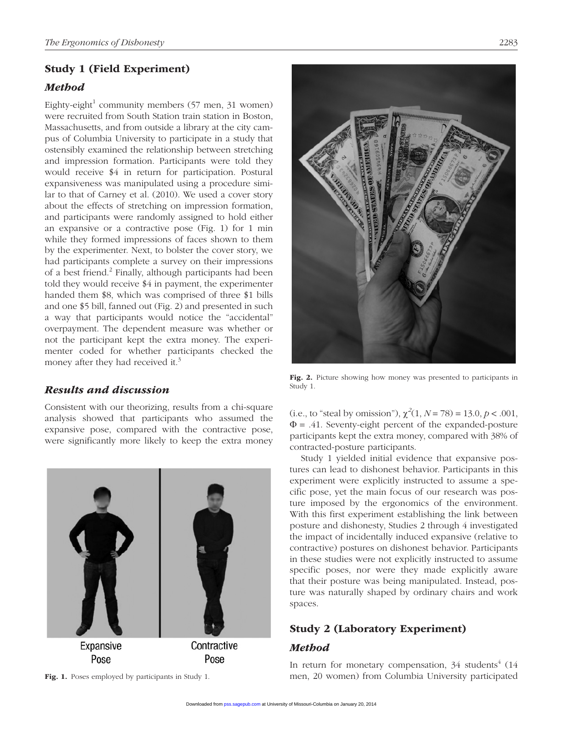## Study 1 (Field Experiment)

### *Method*

Eighty-eight[1] community members (57 men, 31 women) were recruited from South Station train station in Boston, Massachusetts, and from outside a library at the city campus of Columbia University to participate in a study that ostensibly examined the relationship between stretching and impression formation. Participants were told they would receive $4 in return for participation. Postural expansiveness was manipulated using a procedure similar to that of Carney et al. (2010). We used a cover story about the effects of stretching on impression formation, and participants were randomly assigned to hold either an expansive or a contractive pose (Fig. 1) for 1 min while they formed impressions of faces shown to them by the experimenter. Next, to bolster the cover story, we had participants complete a survey on their impressions of a best friend.[2] Finally, although participants had been told they would receive $4 in payment, the experimenter handed them $8, which was comprised of three $1 bills and one $5 bill, fanned out (Fig. 2) and presented in such a way that participants would notice the "accidental" overpayment. The dependent measure was whether or not the participant kept the extra money. The experimenter coded for whether participants checked the money after they had received it.[3]

### *Results and discussion*

Consistent with our theorizing, results from a chi-square analysis showed that participants who assumed the expansive pose, compared with the contractive pose, were significantly more likely to keep the extra money (i.e., to "steal by omission"), $\chi^2(1, N = 78) = 13.0, p < .001, \Phi = .41$. Seventy-eight percent of the expanded-posture participants kept the extra money, compared with 38% of contracted-posture participants.

Expansive Pose    Contractive Pose

**Fig. 1.** Poses employed by participants in Study 1.

**Fig. 2.** Picture showing how money was presented to participants in Study 1.

Study 1 yielded initial evidence that expansive postures can lead to dishonest behavior. Participants in this experiment were explicitly instructed to assume a specific pose, yet the main focus of our research was posture imposed by the ergonomics of the environment. With this first experiment establishing the link between posture and dishonesty, Studies 2 through 4 investigated the impact of incidentally induced expansive (relative to contractive) postures on dishonest behavior. Participants in these studies were not explicitly instructed to assume specific poses, nor were they made explicitly aware that their posture was being manipulated. Instead, posture was naturally shaped by ordinary chairs and work spaces.

## Study 2 (Laboratory Experiment)

### *Method*

In return for monetary compensation, 34 students[4] (14 men, 20 women) from Columbia University participated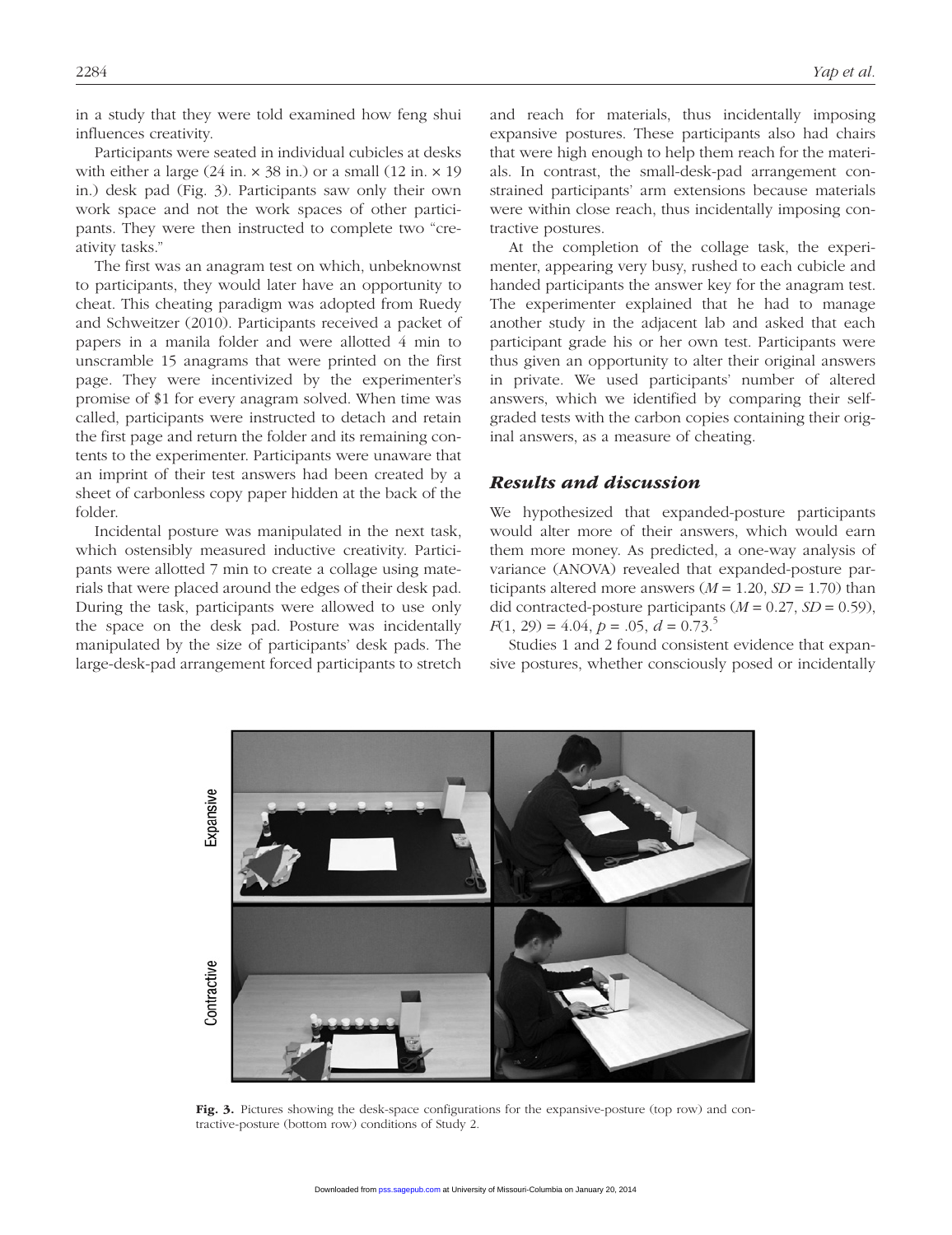in a study that they were told examined how feng shui influences creativity.

Participants were seated in individual cubicles at desks with either a large (24 in. × 38 in.) or a small (12 in. × 19 in.) desk pad (Fig. 3). Participants saw only their own work space and not the work spaces of other participants. They were then instructed to complete two "creativity tasks."

The first was an anagram test on which, unbeknownst to participants, they would later have an opportunity to cheat. This cheating paradigm was adopted from Ruedy and Schweitzer (2010). Participants received a packet of papers in a manila folder and were allotted 4 min to unscramble 15 anagrams that were printed on the first page. They were incentivized by the experimenter's promise of $1 for every anagram solved. When time was called, participants were instructed to detach and retain the first page and return the folder and its remaining contents to the experimenter. Participants were unaware that an imprint of their test answers had been created by a sheet of carbonless copy paper hidden at the back of the folder.

Incidental posture was manipulated in the next task, which ostensibly measured inductive creativity. Participants were allotted 7 min to create a collage using materials that were placed around the edges of their desk pad. During the task, participants were allowed to use only the space on the desk pad. Posture was incidentally manipulated by the size of participants' desk pads. The large-desk-pad arrangement forced participants to stretch and reach for materials, thus incidentally imposing expansive postures. These participants also had chairs that were high enough to help them reach for the materials. In contrast, the small-desk-pad arrangement constrained participants' arm extensions because materials were within close reach, thus incidentally imposing contractive postures.

At the completion of the collage task, the experimenter, appearing very busy, rushed to each cubicle and handed participants the answer key for the anagram test. The experimenter explained that he had to manage another study in the adjacent lab and asked that each participant grade his or her own test. Participants were thus given an opportunity to alter their original answers in private. We used participants' number of altered answers, which we identified by comparing their self-graded tests with the carbon copies containing their original answers, as a measure of cheating.

### *Results and discussion*

We hypothesized that expanded-posture participants would alter more of their answers, which would earn them more money. As predicted, a one-way analysis of variance (ANOVA) revealed that expanded-posture participants altered more answers ($M = 1.20$, $SD = 1.70$) than did contracted-posture participants ($M = 0.27$, $SD = 0.59$), $F(1, 29) = 4.04$, $p = .05$, $d = 0.73$.[5]

Studies 1 and 2 found consistent evidence that expansive postures, whether consciously posed or incidentally

Expansive

Contractive

**Fig. 3.** Pictures showing the desk-space configurations for the expansive-posture (top row) and contractive-posture (bottom row) conditions of Study 2.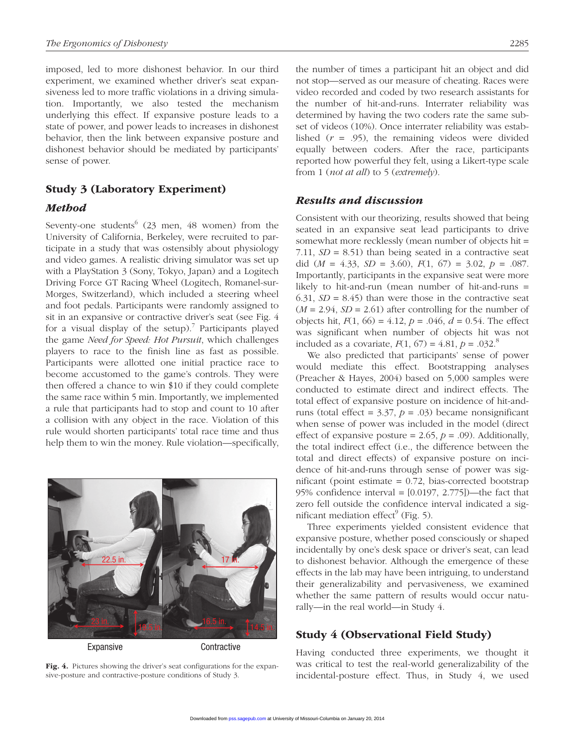imposed, led to more dishonest behavior. In our third experiment, we examined whether driver's seat expansiveness led to more traffic violations in a driving simulation. Importantly, we also tested the mechanism underlying this effect. If expansive posture leads to a state of power, and power leads to increases in dishonest behavior, then the link between expansive posture and dishonest behavior should be mediated by participants' sense of power.

## Study 3 (Laboratory Experiment)

### Method

Seventy-one students[6] (23 men, 48 women) from the University of California, Berkeley, were recruited to participate in a study that was ostensibly about physiology and video games. A realistic driving simulator was set up with a PlayStation 3 (Sony, Tokyo, Japan) and a Logitech Driving Force GT Racing Wheel (Logitech, Romanel-sur-Morges, Switzerland), which included a steering wheel and foot pedals. Participants were randomly assigned to sit in an expansive or contractive driver's seat (see Fig. 4 for a visual display of the setup).[7] Participants played the game *Need for Speed: Hot Pursuit*, which challenges players to race to the finish line as fast as possible. Participants were allotted one initial practice race to become accustomed to the game's controls. They were then offered a chance to win $10 if they could complete the same race within 5 min. Importantly, we implemented a rule that participants had to stop and count to 10 after a collision with any object in the race. Violation of this rule would shorten participants' total race time and thus help them to win the money. Rule violation—specifically, the number of times a participant hit an object and did not stop—served as our measure of cheating. Races were video recorded and coded by two research assistants for the number of hit-and-runs. Interrater reliability was determined by having the two coders rate the same subset of videos (10%). Once interrater reliability was established ($r$ = .95), the remaining videos were divided equally between coders. After the race, participants reported how powerful they felt, using a Likert-type scale from 1 (*not at all*) to 5 (*extremely*).

Expansive Contractive

**Fig. 4.** Pictures showing the driver's seat configurations for the expansive-posture and contractive-posture conditions of Study 3.

### Results and discussion

Consistent with our theorizing, results showed that being seated in an expansive seat lead participants to drive somewhat more recklessly (mean number of objects hit = 7.11, $SD$ = 8.51) than being seated in a contractive seat did ($M$ = 4.33, $SD$ = 3.60), $F(1, 67)$ = 3.02, $p$ = .087. Importantly, participants in the expansive seat were more likely to hit-and-run (mean number of hit-and-runs = 6.31, $SD$ = 8.45) than were those in the contractive seat ($M$ = 2.94, $SD$ = 2.61) after controlling for the number of objects hit, $F(1, 66)$ = 4.12, $p$ = .046, $d$ = 0.54. The effect was significant when number of objects hit was not included as a covariate, $F(1, 67)$ = 4.81, $p$ = .032.[8]

We also predicted that participants' sense of power would mediate this effect. Bootstrapping analyses (Preacher & Hayes, 2004) based on 5,000 samples were conducted to estimate direct and indirect effects. The total effect of expansive posture on incidence of hit-and-runs (total effect = 3.37, $p$ = .03) became nonsignificant when sense of power was included in the model (direct effect of expansive posture = 2.65, $p$ = .09). Additionally, the total indirect effect (i.e., the difference between the total and direct effects) of expansive posture on incidence of hit-and-runs through sense of power was significant (point estimate = 0.72, bias-corrected bootstrap 95% confidence interval = [0.0197, 2.775])—the fact that zero fell outside the confidence interval indicated a significant mediation effect[9] (Fig. 5).

Three experiments yielded consistent evidence that expansive posture, whether posed consciously or shaped incidentally by one's desk space or driver's seat, can lead to dishonest behavior. Although the emergence of these effects in the lab may have been intriguing, to understand their generalizability and pervasiveness, we examined whether the same pattern of results would occur naturally—in the real world—in Study 4.

## Study 4 (Observational Field Study)

Having conducted three experiments, we thought it was critical to test the real-world generalizability of the incidental-posture effect. Thus, in Study 4, we used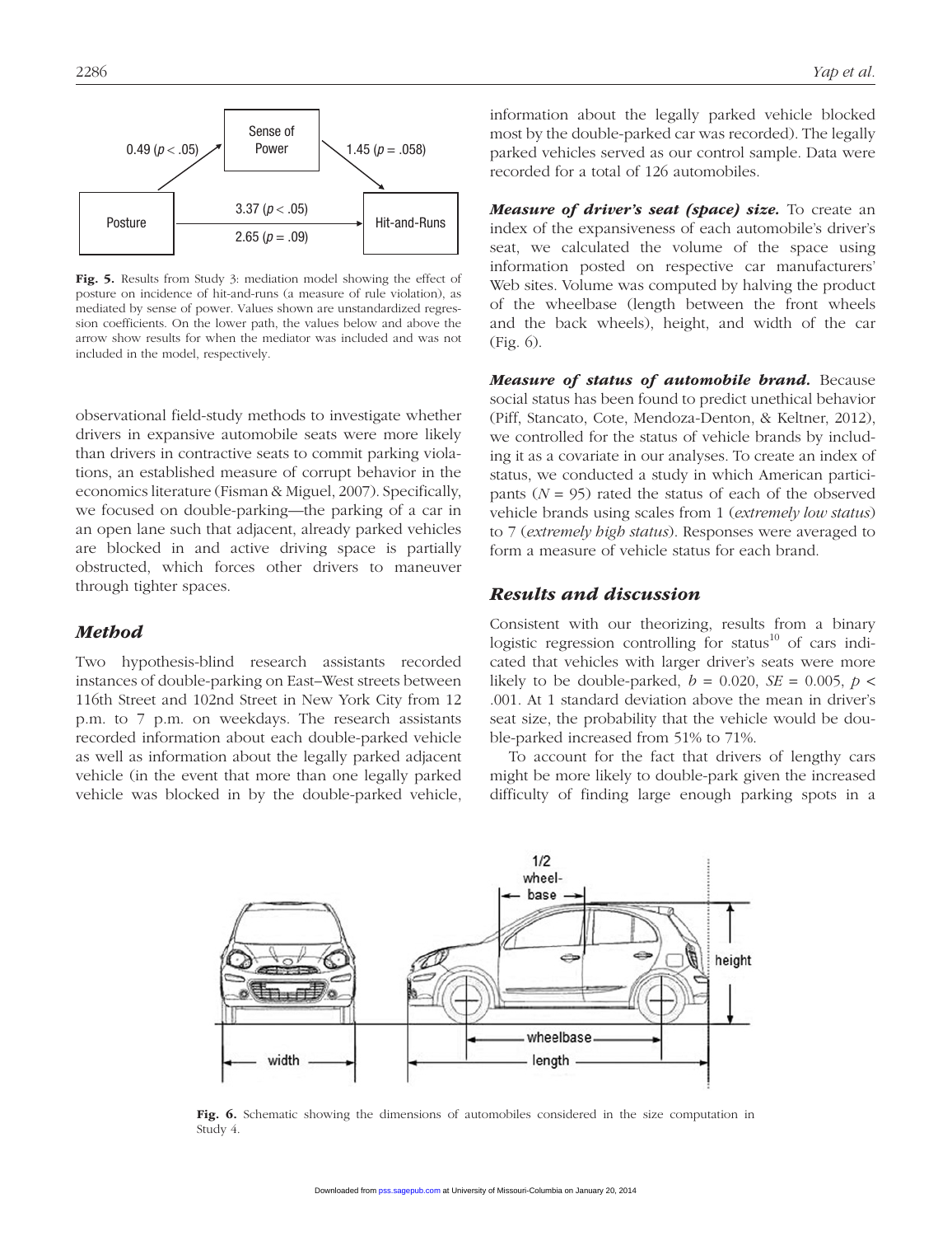Sense of Power

0.49 ($p < .05$)

1.45 ($p = .058$)

Posture

3.37 ($p < .05$)

2.65 ($p = .09$)

Hit-and-Runs

**Fig. 5.** Results from Study 3: mediation model showing the effect of posture on incidence of hit-and-runs (a measure of rule violation), as mediated by sense of power. Values shown are unstandardized regression coefficients. On the lower path, the values below and above the arrow show results for when the mediator was included and was not included in the model, respectively.

observational field-study methods to investigate whether drivers in expansive automobile seats were more likely than drivers in contractive seats to commit parking violations, an established measure of corrupt behavior in the economics literature (Fisman & Miguel, 2007). Specifically, we focused on double-parking—the parking of a car in an open lane such that adjacent, already parked vehicles are blocked in and active driving space is partially obstructed, which forces other drivers to maneuver through tighter spaces.

## Method

Two hypothesis-blind research assistants recorded instances of double-parking on East–West streets between 116th Street and 102nd Street in New York City from 12 p.m. to 7 p.m. on weekdays. The research assistants recorded information about each double-parked vehicle as well as information about the legally parked adjacent vehicle (in the event that more than one legally parked vehicle was blocked in by the double-parked vehicle, information about the legally parked vehicle blocked most by the double-parked car was recorded). The legally parked vehicles served as our control sample. Data were recorded for a total of 126 automobiles.

***Measure of driver's seat (space) size.*** To create an index of the expansiveness of each automobile's driver's seat, we calculated the volume of the space using information posted on respective car manufacturers' Web sites. Volume was computed by halving the product of the wheelbase (length between the front wheels and the back wheels), height, and width of the car (Fig. 6).

***Measure of status of automobile brand.*** Because social status has been found to predict unethical behavior (Piff, Stancato, Cote, Mendoza-Denton, & Keltner, 2012), we controlled for the status of vehicle brands by including it as a covariate in our analyses. To create an index of status, we conducted a study in which American participants ($N$ = 95) rated the status of each of the observed vehicle brands using scales from 1 (*extremely low status*) to 7 (*extremely high status*). Responses were averaged to form a measure of vehicle status for each brand.

## Results and discussion

Consistent with our theorizing, results from a binary logistic regression controlling for status[10] of cars indicated that vehicles with larger driver's seats were more likely to be double-parked, $b$ = 0.020, $SE$ = 0.005, $p$ < .001. At 1 standard deviation above the mean in driver's seat size, the probability that the vehicle would be double-parked increased from 51% to 71%.

To account for the fact that drivers of lengthy cars might be more likely to double-park given the increased difficulty of finding large enough parking spots in a

1/2 wheel-base

height

wheelbase

width

length

**Fig. 6.** Schematic showing the dimensions of automobiles considered in the size computation in Study 4.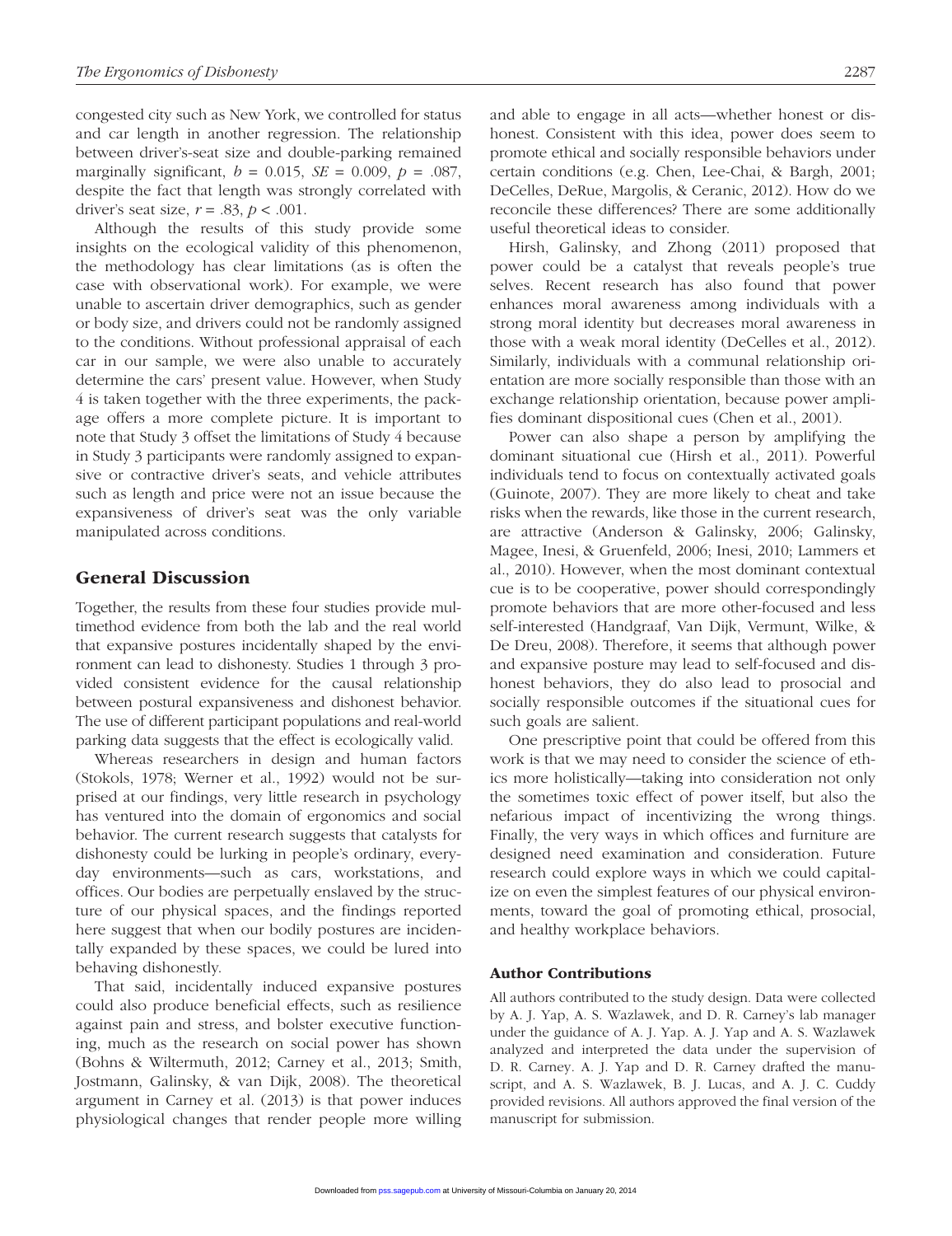congested city such as New York, we controlled for status and car length in another regression. The relationship between driver's-seat size and double-parking remained marginally significant, $b = 0.015$, $SE = 0.009$, $p = .087$, despite the fact that length was strongly correlated with driver's seat size, $r = .83$, $p < .001$.

Although the results of this study provide some insights on the ecological validity of this phenomenon, the methodology has clear limitations (as is often the case with observational work). For example, we were unable to ascertain driver demographics, such as gender or body size, and drivers could not be randomly assigned to the conditions. Without professional appraisal of each car in our sample, we were also unable to accurately determine the cars' present value. However, when Study 4 is taken together with the three experiments, the package offers a more complete picture. It is important to note that Study 3 offset the limitations of Study 4 because in Study 3 participants were randomly assigned to expansive or contractive driver's seats, and vehicle attributes such as length and price were not an issue because the expansiveness of driver's seat was the only variable manipulated across conditions.

## General Discussion

Together, the results from these four studies provide multimethod evidence from both the lab and the real world that expansive postures incidentally shaped by the environment can lead to dishonesty. Studies 1 through 3 provided consistent evidence for the causal relationship between postural expansiveness and dishonest behavior. The use of different participant populations and real-world parking data suggests that the effect is ecologically valid.

Whereas researchers in design and human factors (Stokols, 1978; Werner et al., 1992) would not be surprised at our findings, very little research in psychology has ventured into the domain of ergonomics and social behavior. The current research suggests that catalysts for dishonesty could be lurking in people's ordinary, everyday environments—such as cars, workstations, and offices. Our bodies are perpetually enslaved by the structure of our physical spaces, and the findings reported here suggest that when our bodily postures are incidentally expanded by these spaces, we could be lured into behaving dishonestly.

That said, incidentally induced expansive postures could also produce beneficial effects, such as resilience against pain and stress, and bolster executive functioning, much as the research on social power has shown (Bohns & Wiltermuth, 2012; Carney et al., 2013; Smith, Jostmann, Galinsky, & van Dijk, 2008). The theoretical argument in Carney et al. (2013) is that power induces physiological changes that render people more willing and able to engage in all acts—whether honest or dishonest. Consistent with this idea, power does seem to promote ethical and socially responsible behaviors under certain conditions (e.g. Chen, Lee-Chai, & Bargh, 2001; DeCelles, DeRue, Margolis, & Ceranic, 2012). How do we reconcile these differences? There are some additionally useful theoretical ideas to consider.

Hirsh, Galinsky, and Zhong (2011) proposed that power could be a catalyst that reveals people's true selves. Recent research has also found that power enhances moral awareness among individuals with a strong moral identity but decreases moral awareness in those with a weak moral identity (DeCelles et al., 2012). Similarly, individuals with a communal relationship orientation are more socially responsible than those with an exchange relationship orientation, because power amplifies dominant dispositional cues (Chen et al., 2001).

Power can also shape a person by amplifying the dominant situational cue (Hirsh et al., 2011). Powerful individuals tend to focus on contextually activated goals (Guinote, 2007). They are more likely to cheat and take risks when the rewards, like those in the current research, are attractive (Anderson & Galinsky, 2006; Galinsky, Magee, Inesi, & Gruenfeld, 2006; Inesi, 2010; Lammers et al., 2010). However, when the most dominant contextual cue is to be cooperative, power should correspondingly promote behaviors that are more other-focused and less self-interested (Handgraaf, Van Dijk, Vermunt, Wilke, & De Dreu, 2008). Therefore, it seems that although power and expansive posture may lead to self-focused and dishonest behaviors, they do also lead to prosocial and socially responsible outcomes if the situational cues for such goals are salient.

One prescriptive point that could be offered from this work is that we may need to consider the science of ethics more holistically—taking into consideration not only the sometimes toxic effect of power itself, but also the nefarious impact of incentivizing the wrong things. Finally, the very ways in which offices and furniture are designed need examination and consideration. Future research could explore ways in which we could capitalize on even the simplest features of our physical environments, toward the goal of promoting ethical, prosocial, and healthy workplace behaviors.

### Author Contributions

All authors contributed to the study design. Data were collected by A. J. Yap, A. S. Wazlawek, and D. R. Carney's lab manager under the guidance of A. J. Yap. A. J. Yap and A. S. Wazlawek analyzed and interpreted the data under the supervision of D. R. Carney. A. J. Yap and D. R. Carney drafted the manuscript, and A. S. Wazlawek, B. J. Lucas, and A. J. C. Cuddy provided revisions. All authors approved the final version of the manuscript for submission.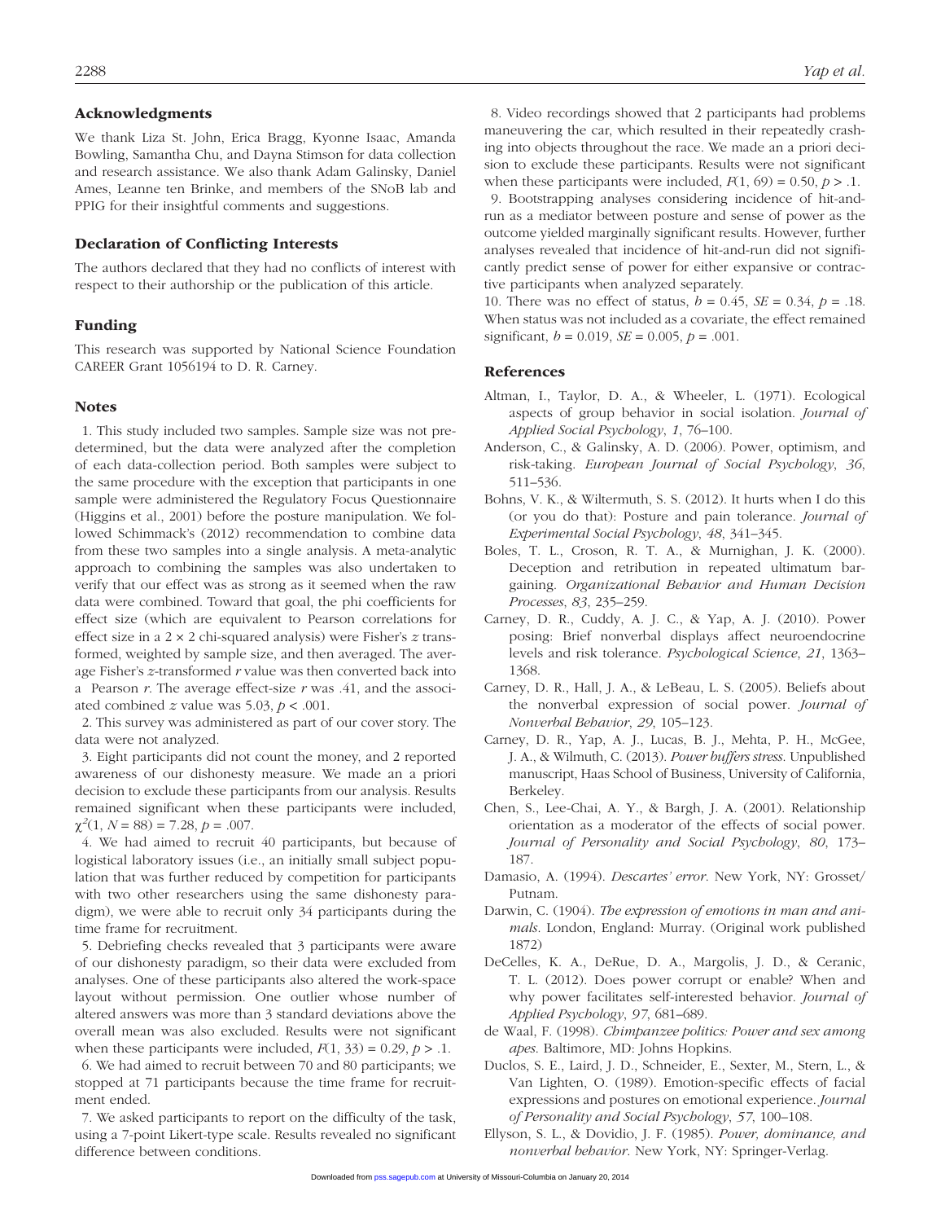## Acknowledgments

We thank Liza St. John, Erica Bragg, Kyonne Isaac, Amanda Bowling, Samantha Chu, and Dayna Stimson for data collection and research assistance. We also thank Adam Galinsky, Daniel Ames, Leanne ten Brinke, and members of the SNoB lab and PPIG for their insightful comments and suggestions.

## Declaration of Conflicting Interests

The authors declared that they had no conflicts of interest with respect to their authorship or the publication of this article.

## Funding

This research was supported by National Science Foundation CAREER Grant 1056194 to D. R. Carney.

## Notes

1. This study included two samples. Sample size was not predetermined, but the data were analyzed after the completion of each data-collection period. Both samples were subject to the same procedure with the exception that participants in one sample were administered the Regulatory Focus Questionnaire (Higgins et al., 2001) before the posture manipulation. We followed Schimmack's (2012) recommendation to combine data from these two samples into a single analysis. A meta-analytic approach to combining the samples was also undertaken to verify that our effect was as strong as it seemed when the raw data were combined. Toward that goal, the phi coefficients for effect size (which are equivalent to Pearson correlations for effect size in a 2 × 2 chi-squared analysis) were Fisher's $z$ transformed, weighted by sample size, and then averaged. The average Fisher's $z$-transformed $r$ value was then converted back into a Pearson $r$. The average effect-size $r$ was .41, and the associated combined $z$ value was 5.03, $p < .001$.

2. This survey was administered as part of our cover story. The data were not analyzed.

3. Eight participants did not count the money, and 2 reported awareness of our dishonesty measure. We made an a priori decision to exclude these participants from our analysis. Results remained significant when these participants were included, $\chi^2(1, N = 88) = 7.28$, $p = .007$.

4. We had aimed to recruit 40 participants, but because of logistical laboratory issues (i.e., an initially small subject population that was further reduced by competition for participants with two other researchers using the same dishonesty paradigm), we were able to recruit only 34 participants during the time frame for recruitment.

5. Debriefing checks revealed that 3 participants were aware of our dishonesty paradigm, so their data were excluded from analyses. One of these participants also altered the work-space layout without permission. One outlier whose number of altered answers was more than 3 standard deviations above the overall mean was also excluded. Results were not significant when these participants were included, $F(1, 33) = 0.29$, $p > .1$.

6. We had aimed to recruit between 70 and 80 participants; we stopped at 71 participants because the time frame for recruitment ended.

7. We asked participants to report on the difficulty of the task, using a 7-point Likert-type scale. Results revealed no significant difference between conditions.

8. Video recordings showed that 2 participants had problems maneuvering the car, which resulted in their repeatedly crashing into objects throughout the race. We made an a priori decision to exclude these participants. Results were not significant when these participants were included, $F(1, 69) = 0.50$, $p > .1$.

9. Bootstrapping analyses considering incidence of hit-and-run as a mediator between posture and sense of power as the outcome yielded marginally significant results. However, further analyses revealed that incidence of hit-and-run did not significantly predict sense of power for either expansive or contractive participants when analyzed separately.

10. There was no effect of status, $b = 0.45$, $SE = 0.34$, $p = .18$. When status was not included as a covariate, the effect remained significant, $b = 0.019$, $SE = 0.005$, $p = .001$.

## References

Altman, I., Taylor, D. A., & Wheeler, L. (1971). Ecological aspects of group behavior in social isolation. *Journal of Applied Social Psychology*, *1*, 76–100.

Anderson, C., & Galinsky, A. D. (2006). Power, optimism, and risk-taking. *European Journal of Social Psychology*, *36*, 511–536.

Bohns, V. K., & Wiltermuth, S. S. (2012). It hurts when I do this (or you do that): Posture and pain tolerance. *Journal of Experimental Social Psychology*, *48*, 341–345.

Boles, T. L., Croson, R. T. A., & Murnighan, J. K. (2000). Deception and retribution in repeated ultimatum bargaining. *Organizational Behavior and Human Decision Processes*, *83*, 235–259.

Carney, D. R., Cuddy, A. J. C., & Yap, A. J. (2010). Power posing: Brief nonverbal displays affect neuroendocrine levels and risk tolerance. *Psychological Science*, *21*, 1363–1368.

Carney, D. R., Hall, J. A., & LeBeau, L. S. (2005). Beliefs about the nonverbal expression of social power. *Journal of Nonverbal Behavior*, *29*, 105–123.

Carney, D. R., Yap, A. J., Lucas, B. J., Mehta, P. H., McGee, J. A., & Wilmuth, C. (2013). *Power buffers stress*. Unpublished manuscript, Haas School of Business, University of California, Berkeley.

Chen, S., Lee-Chai, A. Y., & Bargh, J. A. (2001). Relationship orientation as a moderator of the effects of social power. *Journal of Personality and Social Psychology*, *80*, 173–187.

Damasio, A. (1994). *Descartes' error*. New York, NY: Grosset/Putnam.

Darwin, C. (1904). *The expression of emotions in man and animals*. London, England: Murray. (Original work published 1872)

DeCelles, K. A., DeRue, D. A., Margolis, J. D., & Ceranic, T. L. (2012). Does power corrupt or enable? When and why power facilitates self-interested behavior. *Journal of Applied Psychology*, *97*, 681–689.

de Waal, F. (1998). *Chimpanzee politics: Power and sex among apes*. Baltimore, MD: Johns Hopkins.

Duclos, S. E., Laird, J. D., Schneider, E., Sexter, M., Stern, L., & Van Lighten, O. (1989). Emotion-specific effects of facial expressions and postures on emotional experience. *Journal of Personality and Social Psychology*, *57*, 100–108.

Ellyson, S. L., & Dovidio, J. F. (1985). *Power, dominance, and nonverbal behavior*. New York, NY: Springer-Verlag.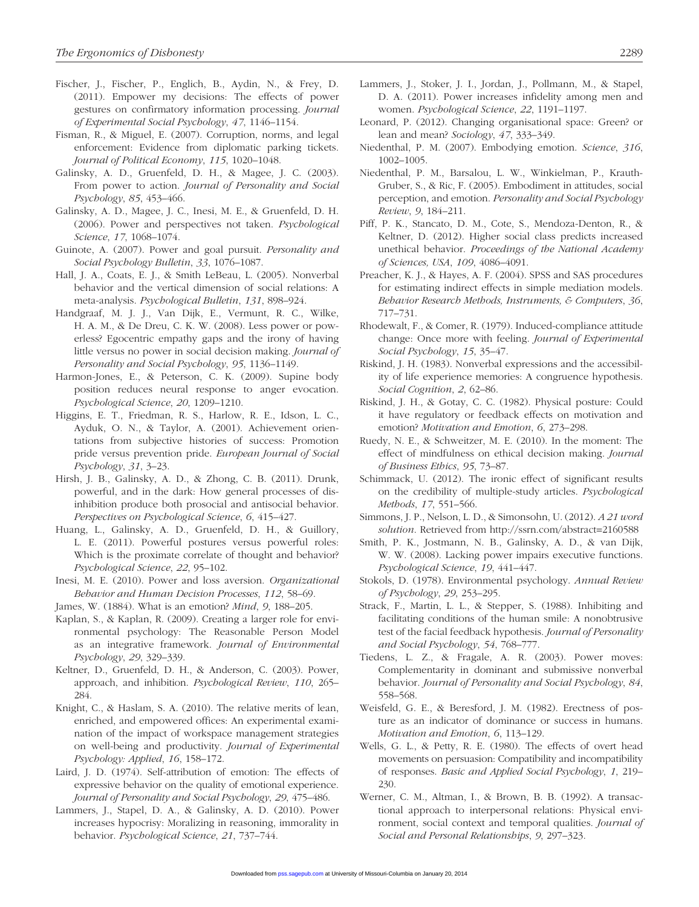Fischer, J., Fischer, P., Englich, B., Aydin, N., & Frey, D. (2011). Empower my decisions: The effects of power gestures on confirmatory information processing. *Journal of Experimental Social Psychology*, *47*, 1146–1154.

Fisman, R., & Miguel, E. (2007). Corruption, norms, and legal enforcement: Evidence from diplomatic parking tickets. *Journal of Political Economy*, *115*, 1020–1048.

Galinsky, A. D., Gruenfeld, D. H., & Magee, J. C. (2003). From power to action. *Journal of Personality and Social Psychology*, *85*, 453–466.

Galinsky, A. D., Magee, J. C., Inesi, M. E., & Gruenfeld, D. H. (2006). Power and perspectives not taken. *Psychological Science*, *17*, 1068–1074.

Guinote, A. (2007). Power and goal pursuit. *Personality and Social Psychology Bulletin*, *33*, 1076–1087.

Hall, J. A., Coats, E. J., & Smith LeBeau, L. (2005). Nonverbal behavior and the vertical dimension of social relations: A meta-analysis. *Psychological Bulletin*, *131*, 898–924.

Handgraaf, M. J. J., Van Dijk, E., Vermunt, R. C., Wilke, H. A. M., & De Dreu, C. K. W. (2008). Less power or powerless? Egocentric empathy gaps and the irony of having little versus no power in social decision making. *Journal of Personality and Social Psychology*, *95*, 1136–1149.

Harmon-Jones, E., & Peterson, C. K. (2009). Supine body position reduces neural response to anger evocation. *Psychological Science*, *20*, 1209–1210.

Higgins, E. T., Friedman, R. S., Harlow, R. E., Idson, L. C., Ayduk, O. N., & Taylor, A. (2001). Achievement orientations from subjective histories of success: Promotion pride versus prevention pride. *European Journal of Social Psychology*, *31*, 3–23.

Hirsh, J. B., Galinsky, A. D., & Zhong, C. B. (2011). Drunk, powerful, and in the dark: How general processes of disinhibition produce both prosocial and antisocial behavior. *Perspectives on Psychological Science*, *6*, 415–427.

Huang, L., Galinsky, A. D., Gruenfeld, D. H., & Guillory, L. E. (2011). Powerful postures versus powerful roles: Which is the proximate correlate of thought and behavior? *Psychological Science*, *22*, 95–102.

Inesi, M. E. (2010). Power and loss aversion. *Organizational Behavior and Human Decision Processes*, *112*, 58–69.

James, W. (1884). What is an emotion? *Mind*, *9*, 188–205.

Kaplan, S., & Kaplan, R. (2009). Creating a larger role for environmental psychology: The Reasonable Person Model as an integrative framework. *Journal of Environmental Psychology*, *29*, 329–339.

Keltner, D., Gruenfeld, D. H., & Anderson, C. (2003). Power, approach, and inhibition. *Psychological Review*, *110*, 265–284.

Knight, C., & Haslam, S. A. (2010). The relative merits of lean, enriched, and empowered offices: An experimental examination of the impact of workspace management strategies on well-being and productivity. *Journal of Experimental Psychology: Applied*, *16*, 158–172.

Laird, J. D. (1974). Self-attribution of emotion: The effects of expressive behavior on the quality of emotional experience. *Journal of Personality and Social Psychology*, *29*, 475–486.

Lammers, J., Stapel, D. A., & Galinsky, A. D. (2010). Power increases hypocrisy: Moralizing in reasoning, immorality in behavior. *Psychological Science*, *21*, 737–744.

Lammers, J., Stoker, J. I., Jordan, J., Pollmann, M., & Stapel, D. A. (2011). Power increases infidelity among men and women. *Psychological Science*, *22*, 1191–1197.

Leonard, P. (2012). Changing organisational space: Green? or lean and mean? *Sociology*, *47*, 333–349.

Niedenthal, P. M. (2007). Embodying emotion. *Science*, *316*, 1002–1005.

Niedenthal, P. M., Barsalou, L. W., Winkielman, P., Krauth-Gruber, S., & Ric, F. (2005). Embodiment in attitudes, social perception, and emotion. *Personality and Social Psychology Review*, *9*, 184–211.

Piff, P. K., Stancato, D. M., Cote, S., Mendoza-Denton, R., & Keltner, D. (2012). Higher social class predicts increased unethical behavior. *Proceedings of the National Academy of Sciences, USA*, *109*, 4086–4091.

Preacher, K. J., & Hayes, A. F. (2004). SPSS and SAS procedures for estimating indirect effects in simple mediation models. *Behavior Research Methods, Instruments, & Computers*, *36*, 717–731.

Rhodewalt, F., & Comer, R. (1979). Induced-compliance attitude change: Once more with feeling. *Journal of Experimental Social Psychology*, *15*, 35–47.

Riskind, J. H. (1983). Nonverbal expressions and the accessibility of life experience memories: A congruence hypothesis. *Social Cognition*, *2*, 62–86.

Riskind, J. H., & Gotay, C. C. (1982). Physical posture: Could it have regulatory or feedback effects on motivation and emotion? *Motivation and Emotion*, *6*, 273–298.

Ruedy, N. E., & Schweitzer, M. E. (2010). In the moment: The effect of mindfulness on ethical decision making. *Journal of Business Ethics*, *95*, 73–87.

Schimmack, U. (2012). The ironic effect of significant results on the credibility of multiple-study articles. *Psychological Methods*, *17*, 551–566.

Simmons, J. P., Nelson, L. D., & Simonsohn, U. (2012). *A 21 word solution*. Retrieved from http://ssrn.com/abstract=2160588

Smith, P. K., Jostmann, N. B., Galinsky, A. D., & van Dijk, W. W. (2008). Lacking power impairs executive functions. *Psychological Science*, *19*, 441–447.

Stokols, D. (1978). Environmental psychology. *Annual Review of Psychology*, *29*, 253–295.

Strack, F., Martin, L. L., & Stepper, S. (1988). Inhibiting and facilitating conditions of the human smile: A nonobtrusive test of the facial feedback hypothesis. *Journal of Personality and Social Psychology*, *54*, 768–777.

Tiedens, L. Z., & Fragale, A. R. (2003). Power moves: Complementarity in dominant and submissive nonverbal behavior. *Journal of Personality and Social Psychology*, *84*, 558–568.

Weisfeld, G. E., & Beresford, J. M. (1982). Erectness of posture as an indicator of dominance or success in humans. *Motivation and Emotion*, *6*, 113–129.

Wells, G. L., & Petty, R. E. (1980). The effects of overt head movements on persuasion: Compatibility and incompatibility of responses. *Basic and Applied Social Psychology*, *1*, 219–230.

Werner, C. M., Altman, I., & Brown, B. B. (1992). A transactional approach to interpersonal relations: Physical environment, social context and temporal qualities. *Journal of Social and Personal Relationships*, *9*, 297–323.